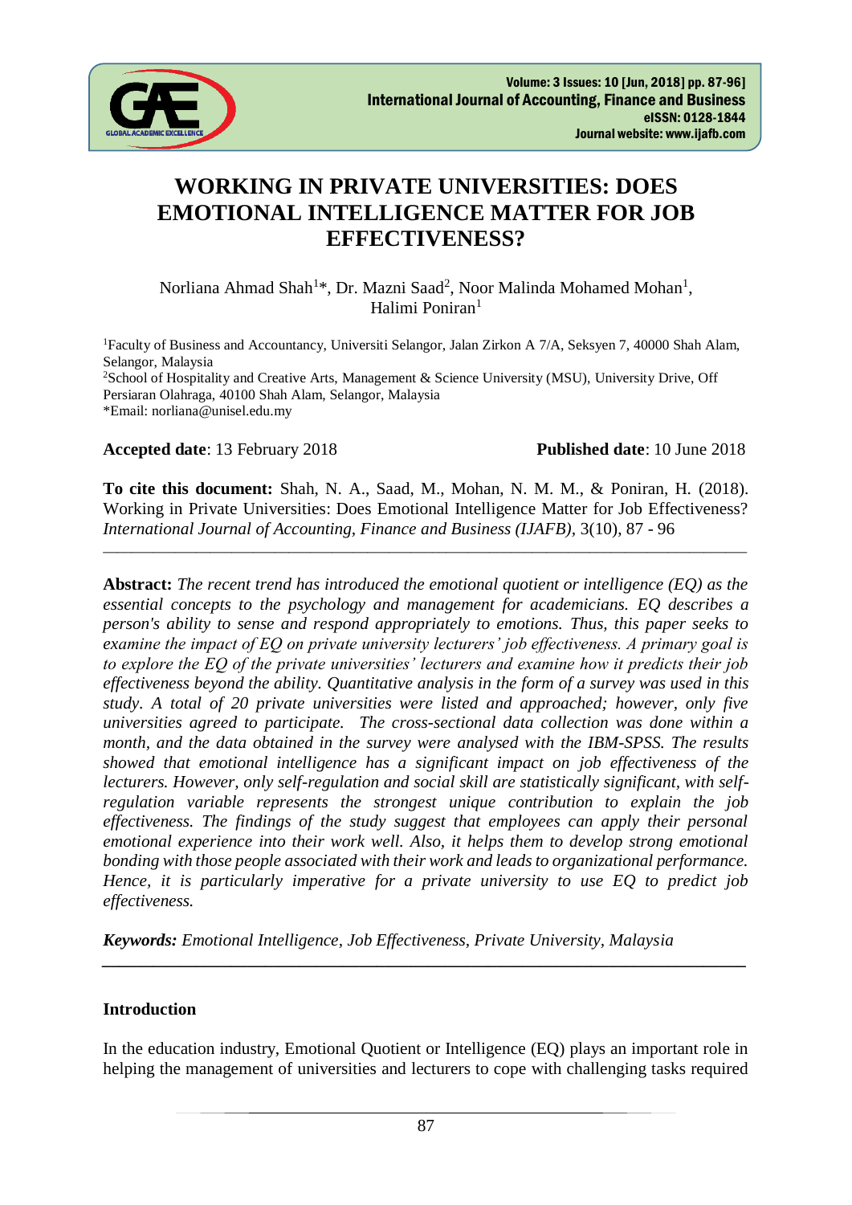# WORKING IN PRIVATE UNIVERSITIES: DOES EMOTIONAL INTELLIGENCE MATTER FOR JOB EFFECTIVENESS?

Norliana Ahmad Shah[1]*, Dr. Mazni Saad[2], Noor Malinda Mohamed Mohan[1], Halimi Poniran[1]

[1]Faculty of Business and Accountancy, Universiti Selangor, Jalan Zirkon A 7/A, Seksyen 7, 40000 Shah Alam, Selangor, Malaysia
[2]School of Hospitality and Creative Arts, Management & Science University (MSU), University Drive, Off Persiaran Olahraga, 40100 Shah Alam, Selangor, Malaysia
*Email: norliana@unisel.edu.my

**Accepted date**: 13 February 2018 **Published date**: 10 June 2018

**To cite this document:** Shah, N. A., Saad, M., Mohan, N. M. M., & Poniran, H. (2018). Working in Private Universities: Does Emotional Intelligence Matter for Job Effectiveness? *International Journal of Accounting, Finance and Business (IJAFB)*, 3(10), 87 - 96

---

**Abstract:** *The recent trend has introduced the emotional quotient or intelligence (EQ) as the essential concepts to the psychology and management for academicians. EQ describes a person's ability to sense and respond appropriately to emotions. Thus, this paper seeks to examine the impact of EQ on private university lecturers' job effectiveness. A primary goal is to explore the EQ of the private universities' lecturers and examine how it predicts their job effectiveness beyond the ability. Quantitative analysis in the form of a survey was used in this study. A total of 20 private universities were listed and approached; however, only five universities agreed to participate. The cross-sectional data collection was done within a month, and the data obtained in the survey were analysed with the IBM-SPSS. The results showed that emotional intelligence has a significant impact on job effectiveness of the lecturers. However, only self-regulation and social skill are statistically significant, with self-regulation variable represents the strongest unique contribution to explain the job effectiveness. The findings of the study suggest that employees can apply their personal emotional experience into their work well. Also, it helps them to develop strong emotional bonding with those people associated with their work and leads to organizational performance. Hence, it is particularly imperative for a private university to use EQ to predict job effectiveness.*

***Keywords:*** *Emotional Intelligence, Job Effectiveness, Private University, Malaysia*

---

## Introduction

In the education industry, Emotional Quotient or Intelligence (EQ) plays an important role in helping the management of universities and lecturers to cope with challenging tasks required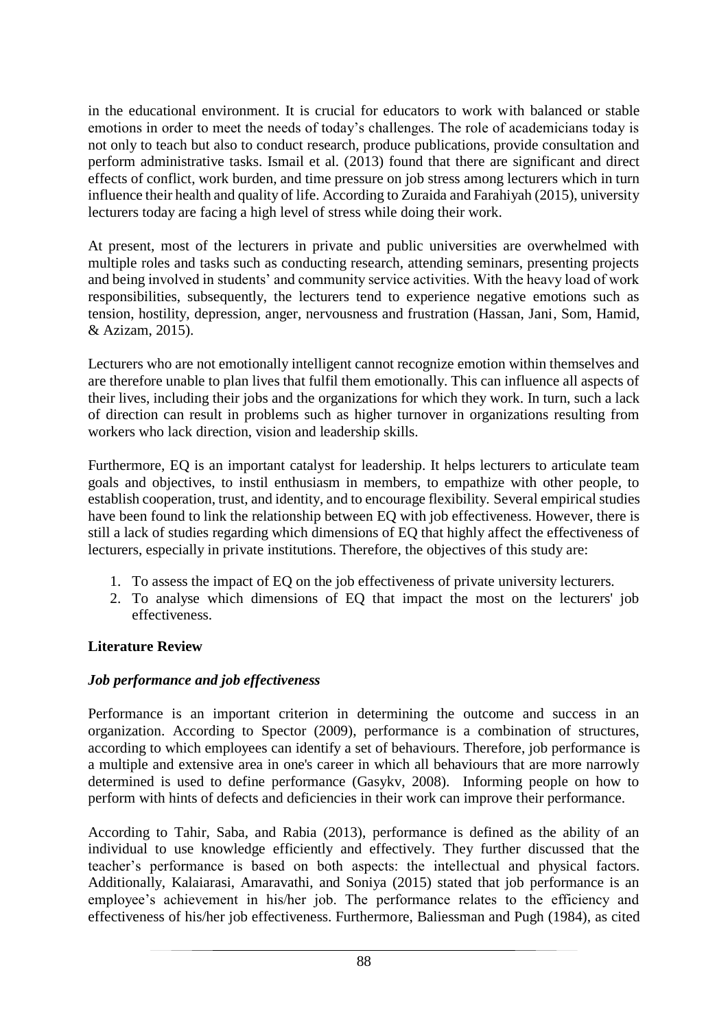in the educational environment. It is crucial for educators to work with balanced or stable emotions in order to meet the needs of today's challenges. The role of academicians today is not only to teach but also to conduct research, produce publications, provide consultation and perform administrative tasks. Ismail et al. (2013) found that there are significant and direct effects of conflict, work burden, and time pressure on job stress among lecturers which in turn influence their health and quality of life. According to Zuraida and Farahiyah (2015), university lecturers today are facing a high level of stress while doing their work.

At present, most of the lecturers in private and public universities are overwhelmed with multiple roles and tasks such as conducting research, attending seminars, presenting projects and being involved in students' and community service activities. With the heavy load of work responsibilities, subsequently, the lecturers tend to experience negative emotions such as tension, hostility, depression, anger, nervousness and frustration (Hassan, Jani, Som, Hamid, & Azizam, 2015).

Lecturers who are not emotionally intelligent cannot recognize emotion within themselves and are therefore unable to plan lives that fulfil them emotionally. This can influence all aspects of their lives, including their jobs and the organizations for which they work. In turn, such a lack of direction can result in problems such as higher turnover in organizations resulting from workers who lack direction, vision and leadership skills.

Furthermore, EQ is an important catalyst for leadership. It helps lecturers to articulate team goals and objectives, to instil enthusiasm in members, to empathize with other people, to establish cooperation, trust, and identity, and to encourage flexibility. Several empirical studies have been found to link the relationship between EQ with job effectiveness. However, there is still a lack of studies regarding which dimensions of EQ that highly affect the effectiveness of lecturers, especially in private institutions. Therefore, the objectives of this study are:

1. To assess the impact of EQ on the job effectiveness of private university lecturers.
2. To analyse which dimensions of EQ that impact the most on the lecturers' job effectiveness.

## Literature Review

### *Job performance and job effectiveness*

Performance is an important criterion in determining the outcome and success in an organization. According to Spector (2009), performance is a combination of structures, according to which employees can identify a set of behaviours. Therefore, job performance is a multiple and extensive area in one's career in which all behaviours that are more narrowly determined is used to define performance (Gasykv, 2008). Informing people on how to perform with hints of defects and deficiencies in their work can improve their performance.

According to Tahir, Saba, and Rabia (2013), performance is defined as the ability of an individual to use knowledge efficiently and effectively. They further discussed that the teacher's performance is based on both aspects: the intellectual and physical factors. Additionally, Kalaiarasi, Amaravathi, and Soniya (2015) stated that job performance is an employee's achievement in his/her job. The performance relates to the efficiency and effectiveness of his/her job effectiveness. Furthermore, Baliessman and Pugh (1984), as cited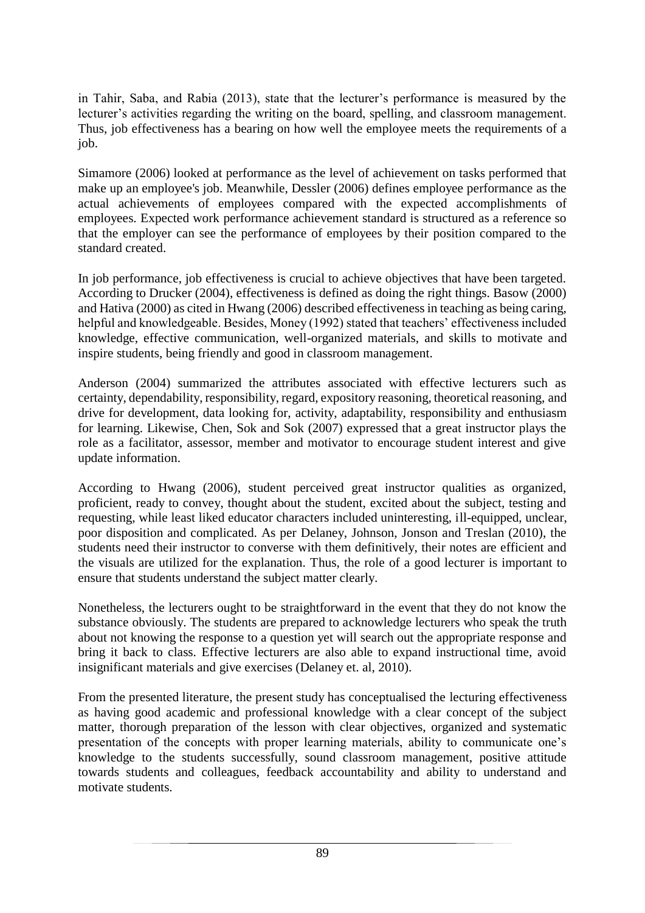in Tahir, Saba, and Rabia (2013), state that the lecturer's performance is measured by the lecturer's activities regarding the writing on the board, spelling, and classroom management. Thus, job effectiveness has a bearing on how well the employee meets the requirements of a job.

Simamore (2006) looked at performance as the level of achievement on tasks performed that make up an employee's job. Meanwhile, Dessler (2006) defines employee performance as the actual achievements of employees compared with the expected accomplishments of employees. Expected work performance achievement standard is structured as a reference so that the employer can see the performance of employees by their position compared to the standard created.

In job performance, job effectiveness is crucial to achieve objectives that have been targeted. According to Drucker (2004), effectiveness is defined as doing the right things. Basow (2000) and Hativa (2000) as cited in Hwang (2006) described effectiveness in teaching as being caring, helpful and knowledgeable. Besides, Money (1992) stated that teachers' effectiveness included knowledge, effective communication, well-organized materials, and skills to motivate and inspire students, being friendly and good in classroom management.

Anderson (2004) summarized the attributes associated with effective lecturers such as certainty, dependability, responsibility, regard, expository reasoning, theoretical reasoning, and drive for development, data looking for, activity, adaptability, responsibility and enthusiasm for learning. Likewise, Chen, Sok and Sok (2007) expressed that a great instructor plays the role as a facilitator, assessor, member and motivator to encourage student interest and give update information.

According to Hwang (2006), student perceived great instructor qualities as organized, proficient, ready to convey, thought about the student, excited about the subject, testing and requesting, while least liked educator characters included uninteresting, ill-equipped, unclear, poor disposition and complicated. As per Delaney, Johnson, Jonson and Treslan (2010), the students need their instructor to converse with them definitively, their notes are efficient and the visuals are utilized for the explanation. Thus, the role of a good lecturer is important to ensure that students understand the subject matter clearly.

Nonetheless, the lecturers ought to be straightforward in the event that they do not know the substance obviously. The students are prepared to acknowledge lecturers who speak the truth about not knowing the response to a question yet will search out the appropriate response and bring it back to class. Effective lecturers are also able to expand instructional time, avoid insignificant materials and give exercises (Delaney et. al, 2010).

From the presented literature, the present study has conceptualised the lecturing effectiveness as having good academic and professional knowledge with a clear concept of the subject matter, thorough preparation of the lesson with clear objectives, organized and systematic presentation of the concepts with proper learning materials, ability to communicate one's knowledge to the students successfully, sound classroom management, positive attitude towards students and colleagues, feedback accountability and ability to understand and motivate students.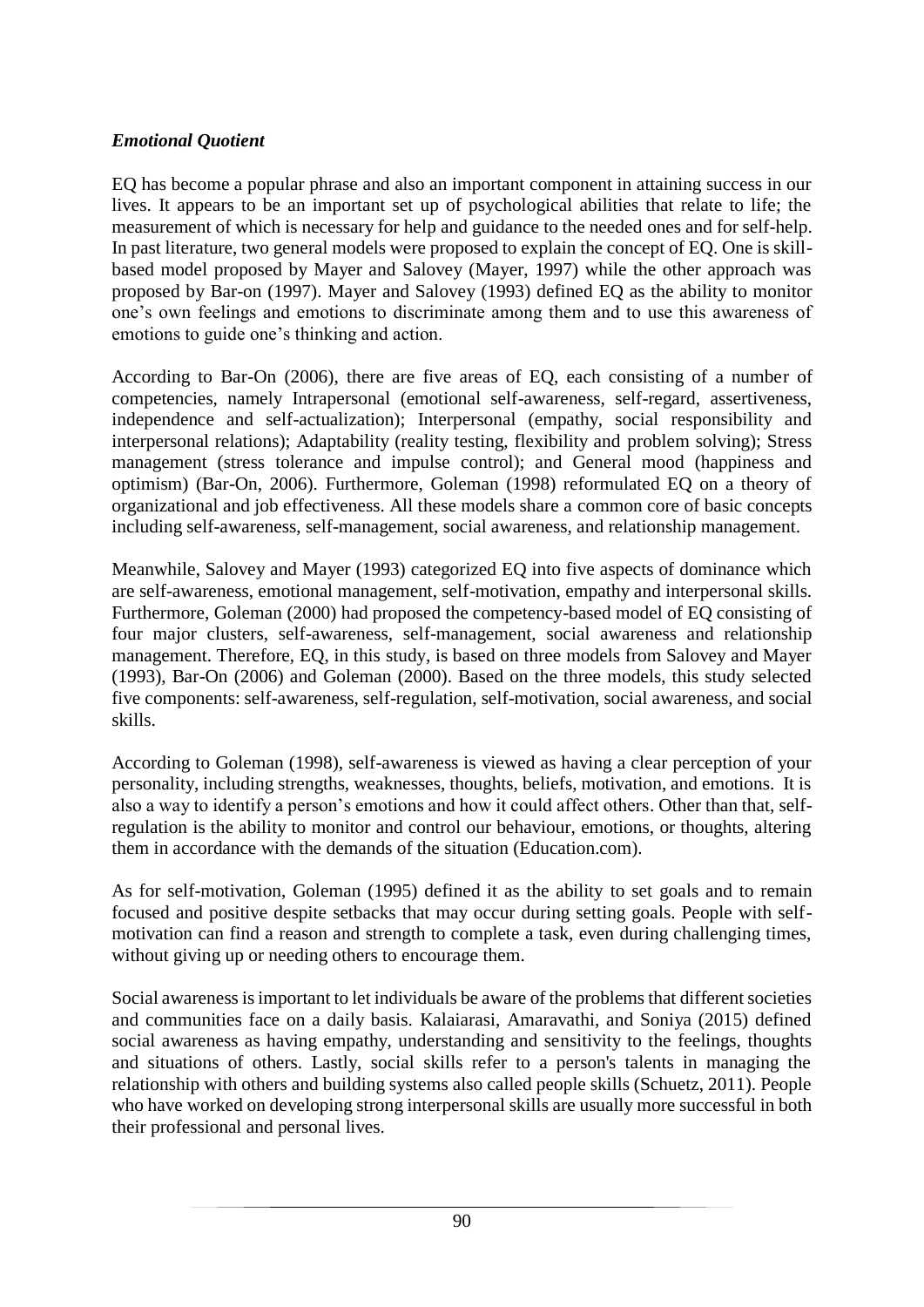### *Emotional Quotient*

EQ has become a popular phrase and also an important component in attaining success in our lives. It appears to be an important set up of psychological abilities that relate to life; the measurement of which is necessary for help and guidance to the needed ones and for self-help. In past literature, two general models were proposed to explain the concept of EQ. One is skill-based model proposed by Mayer and Salovey (Mayer, 1997) while the other approach was proposed by Bar-on (1997). Mayer and Salovey (1993) defined EQ as the ability to monitor one's own feelings and emotions to discriminate among them and to use this awareness of emotions to guide one's thinking and action.

According to Bar-On (2006), there are five areas of EQ, each consisting of a number of competencies, namely Intrapersonal (emotional self-awareness, self-regard, assertiveness, independence and self-actualization); Interpersonal (empathy, social responsibility and interpersonal relations); Adaptability (reality testing, flexibility and problem solving); Stress management (stress tolerance and impulse control); and General mood (happiness and optimism) (Bar-On, 2006). Furthermore, Goleman (1998) reformulated EQ on a theory of organizational and job effectiveness. All these models share a common core of basic concepts including self-awareness, self-management, social awareness, and relationship management.

Meanwhile, Salovey and Mayer (1993) categorized EQ into five aspects of dominance which are self-awareness, emotional management, self-motivation, empathy and interpersonal skills. Furthermore, Goleman (2000) had proposed the competency-based model of EQ consisting of four major clusters, self-awareness, self-management, social awareness and relationship management. Therefore, EQ, in this study, is based on three models from Salovey and Mayer (1993), Bar-On (2006) and Goleman (2000). Based on the three models, this study selected five components: self-awareness, self-regulation, self-motivation, social awareness, and social skills.

According to Goleman (1998), self-awareness is viewed as having a clear perception of your personality, including strengths, weaknesses, thoughts, beliefs, motivation, and emotions. It is also a way to identify a person's emotions and how it could affect others. Other than that, self-regulation is the ability to monitor and control our behaviour, emotions, or thoughts, altering them in accordance with the demands of the situation (Education.com).

As for self-motivation, Goleman (1995) defined it as the ability to set goals and to remain focused and positive despite setbacks that may occur during setting goals. People with self-motivation can find a reason and strength to complete a task, even during challenging times, without giving up or needing others to encourage them.

Social awareness is important to let individuals be aware of the problems that different societies and communities face on a daily basis. Kalaiarasi, Amaravathi, and Soniya (2015) defined social awareness as having empathy, understanding and sensitivity to the feelings, thoughts and situations of others. Lastly, social skills refer to a person's talents in managing the relationship with others and building systems also called people skills (Schuetz, 2011). People who have worked on developing strong interpersonal skills are usually more successful in both their professional and personal lives.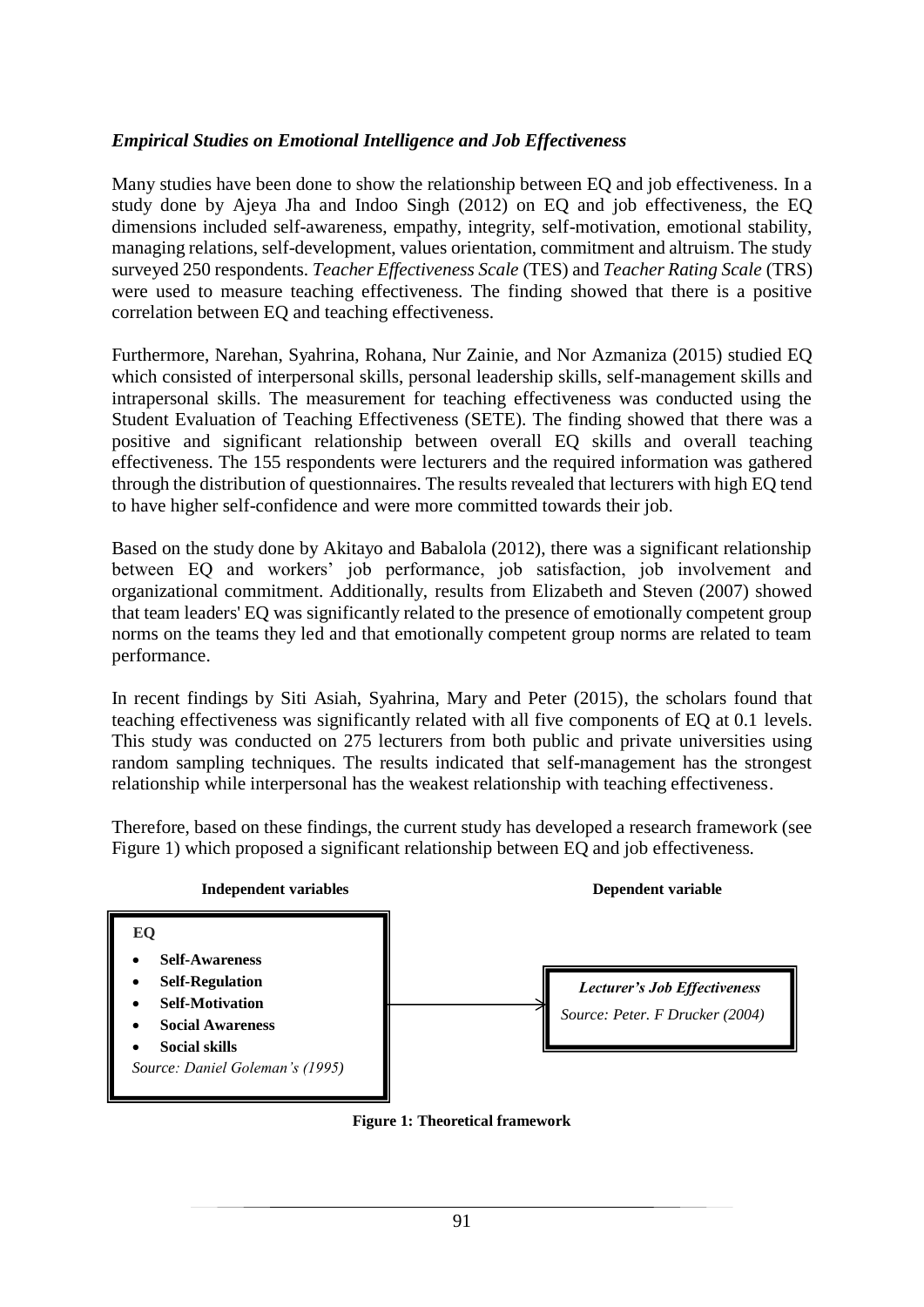### *Empirical Studies on Emotional Intelligence and Job Effectiveness*

Many studies have been done to show the relationship between EQ and job effectiveness. In a study done by Ajeya Jha and Indoo Singh (2012) on EQ and job effectiveness, the EQ dimensions included self-awareness, empathy, integrity, self-motivation, emotional stability, managing relations, self-development, values orientation, commitment and altruism. The study surveyed 250 respondents. *Teacher Effectiveness Scale* (TES) and *Teacher Rating Scale* (TRS) were used to measure teaching effectiveness. The finding showed that there is a positive correlation between EQ and teaching effectiveness.

Furthermore, Narehan, Syahrina, Rohana, Nur Zainie, and Nor Azmaniza (2015) studied EQ which consisted of interpersonal skills, personal leadership skills, self-management skills and intrapersonal skills. The measurement for teaching effectiveness was conducted using the Student Evaluation of Teaching Effectiveness (SETE). The finding showed that there was a positive and significant relationship between overall EQ skills and overall teaching effectiveness. The 155 respondents were lecturers and the required information was gathered through the distribution of questionnaires. The results revealed that lecturers with high EQ tend to have higher self-confidence and were more committed towards their job.

Based on the study done by Akitayo and Babalola (2012), there was a significant relationship between EQ and workers' job performance, job satisfaction, job involvement and organizational commitment. Additionally, results from Elizabeth and Steven (2007) showed that team leaders' EQ was significantly related to the presence of emotionally competent group norms on the teams they led and that emotionally competent group norms are related to team performance.

In recent findings by Siti Asiah, Syahrina, Mary and Peter (2015), the scholars found that teaching effectiveness was significantly related with all five components of EQ at 0.1 levels. This study was conducted on 275 lecturers from both public and private universities using random sampling techniques. The results indicated that self-management has the strongest relationship while interpersonal has the weakest relationship with teaching effectiveness.

Therefore, based on these findings, the current study has developed a research framework (see Figure 1) which proposed a significant relationship between EQ and job effectiveness.

**Independent variables**

**EQ**

- **Self-Awareness**
- **Self-Regulation**
- **Self-Motivation**
- **Social Awareness**
- **Social skills**

*Source: Daniel Goleman's (1995)*

→

**Dependent variable**

***Lecturer's Job Effectiveness***

*Source: Peter. F Drucker (2004)*

**Figure 1: Theoretical framework**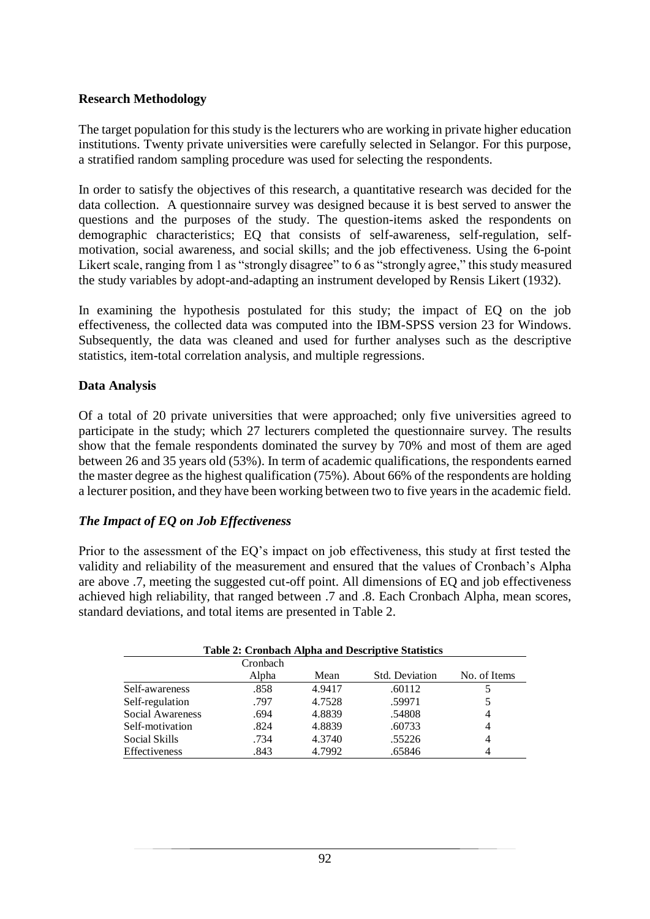## Research Methodology

The target population for this study is the lecturers who are working in private higher education institutions. Twenty private universities were carefully selected in Selangor. For this purpose, a stratified random sampling procedure was used for selecting the respondents.

In order to satisfy the objectives of this research, a quantitative research was decided for the data collection. A questionnaire survey was designed because it is best served to answer the questions and the purposes of the study. The question-items asked the respondents on demographic characteristics; EQ that consists of self-awareness, self-regulation, self-motivation, social awareness, and social skills; and the job effectiveness. Using the 6-point Likert scale, ranging from 1 as "strongly disagree" to 6 as "strongly agree," this study measured the study variables by adopt-and-adapting an instrument developed by Rensis Likert (1932).

In examining the hypothesis postulated for this study; the impact of EQ on the job effectiveness, the collected data was computed into the IBM-SPSS version 23 for Windows. Subsequently, the data was cleaned and used for further analyses such as the descriptive statistics, item-total correlation analysis, and multiple regressions.

## Data Analysis

Of a total of 20 private universities that were approached; only five universities agreed to participate in the study; which 27 lecturers completed the questionnaire survey. The results show that the female respondents dominated the survey by 70% and most of them are aged between 26 and 35 years old (53%). In term of academic qualifications, the respondents earned the master degree as the highest qualification (75%). About 66% of the respondents are holding a lecturer position, and they have been working between two to five years in the academic field.

### *The Impact of EQ on Job Effectiveness*

Prior to the assessment of the EQ's impact on job effectiveness, this study at first tested the validity and reliability of the measurement and ensured that the values of Cronbach's Alpha are above .7, meeting the suggested cut-off point. All dimensions of EQ and job effectiveness achieved high reliability, that ranged between .7 and .8. Each Cronbach Alpha, mean scores, standard deviations, and total items are presented in Table 2.

**Table 2: Cronbach Alpha and Descriptive Statistics**

| | Cronbach Alpha | Mean | Std. Deviation | No. of Items |
|---|---|---|---|---|
| Self-awareness | .858 | 4.9417 | .60112 | 5 |
| Self-regulation | .797 | 4.7528 | .59971 | 5 |
| Social Awareness | .694 | 4.8839 | .54808 | 4 |
| Self-motivation | .824 | 4.8839 | .60733 | 4 |
| Social Skills | .734 | 4.3740 | .55226 | 4 |
| Effectiveness | .843 | 4.7992 | .65846 | 4 |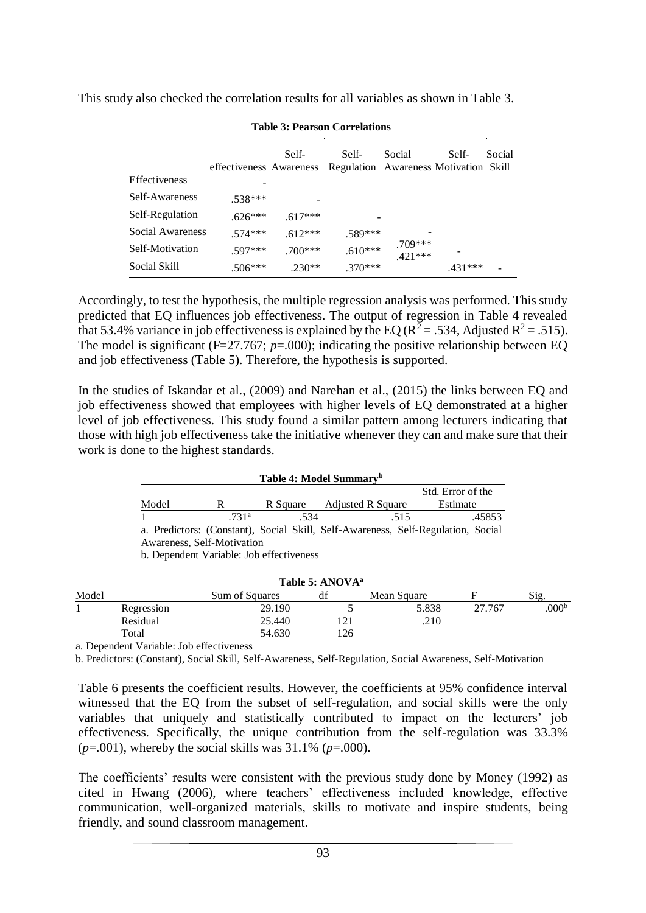This study also checked the correlation results for all variables as shown in Table 3.

**Table 3: Pearson Correlations**

| | effectiveness | Self-Awareness | Self-Regulation | Social Awareness | Self-Motivation | Social Skill |
|---|---|---|---|---|---|---|
| Effectiveness | - | | | | | |
| Self-Awareness | .538*** | - | | | | |
| Self-Regulation | .626*** | .617*** | - | | | |
| Social Awareness | .574*** | .612*** | .589*** | - | | |
| Self-Motivation | .597*** | .700*** | .610*** | .709*** | - | |
| Social Skill | .506*** | .230** | .370*** | .421*** | .431*** | - |

Accordingly, to test the hypothesis, the multiple regression analysis was performed. This study predicted that EQ influences job effectiveness. The output of regression in Table 4 revealed that 53.4% variance in job effectiveness is explained by the EQ ($R^2 = .534$, Adjusted $R^2 = .515$). The model is significant ($F$=27.767; *p*=.000); indicating the positive relationship between EQ and job effectiveness (Table 5). Therefore, the hypothesis is supported.

In the studies of Iskandar et al., (2009) and Narehan et al., (2015) the links between EQ and job effectiveness showed that employees with higher levels of EQ demonstrated at a higher level of job effectiveness. This study found a similar pattern among lecturers indicating that those with high job effectiveness take the initiative whenever they can and make sure that their work is done to the highest standards.

**Table 4: Model Summary[b]**

| Model | R | R Square | Adjusted R Square | Std. Error of the Estimate |
|---|---|---|---|---|
| 1 | .731[a] | .534 | .515 | .45853 |

a. Predictors: (Constant), Social Skill, Self-Awareness, Self-Regulation, Social Awareness, Self-Motivation

b. Dependent Variable: Job effectiveness

**Table 5: ANOVA[a]**

| Model | | Sum of Squares | df | Mean Square | F | Sig. |
|---|---|---|---|---|---|---|
| 1 | Regression | 29.190 | 5 | 5.838 | 27.767 | .000[b] |
| | Residual | 25.440 | 121 | .210 | | |
| | Total | 54.630 | 126 | | | |

a. Dependent Variable: Job effectiveness

b. Predictors: (Constant), Social Skill, Self-Awareness, Self-Regulation, Social Awareness, Self-Motivation

Table 6 presents the coefficient results. However, the coefficients at 95% confidence interval witnessed that the EQ from the subset of self-regulation, and social skills were the only variables that uniquely and statistically contributed to impact on the lecturers' job effectiveness. Specifically, the unique contribution from the self-regulation was 33.3% (*p*=.001), whereby the social skills was 31.1% (*p*=.000).

The coefficients' results were consistent with the previous study done by Money (1992) as cited in Hwang (2006), where teachers' effectiveness included knowledge, effective communication, well-organized materials, skills to motivate and inspire students, being friendly, and sound classroom management.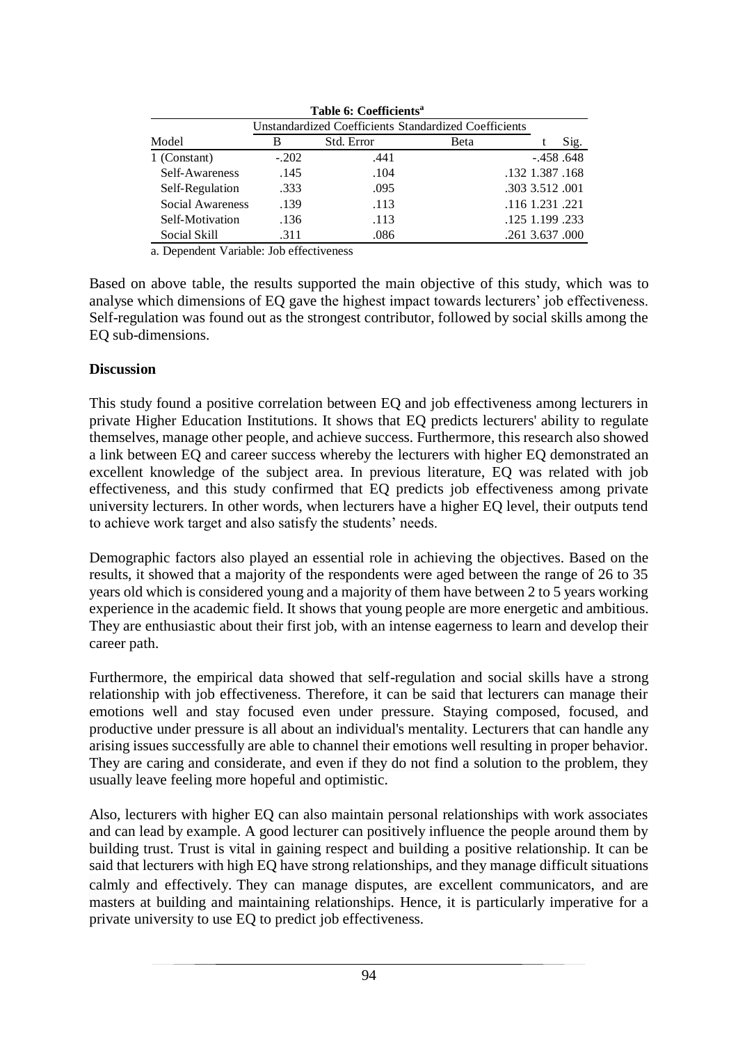**Table 6: Coefficients[a]**

| Model | Unstandardized Coefficients B | Unstandardized Coefficients Std. Error | Standardized Coefficients Beta | t | Sig. |
|---|---|---|---|---|---|
| 1 (Constant) | -.202 | .441 | | -.458 | .648 |
| Self-Awareness | .145 | .104 | .132 | 1.387 | .168 |
| Self-Regulation | .333 | .095 | .303 | 3.512 | .001 |
| Social Awareness | .139 | .113 | .116 | 1.231 | .221 |
| Self-Motivation | .136 | .113 | .125 | 1.199 | .233 |
| Social Skill | .311 | .086 | .261 | 3.637 | .000 |

a. Dependent Variable: Job effectiveness

Based on above table, the results supported the main objective of this study, which was to analyse which dimensions of EQ gave the highest impact towards lecturers' job effectiveness. Self-regulation was found out as the strongest contributor, followed by social skills among the EQ sub-dimensions.

**Discussion**

This study found a positive correlation between EQ and job effectiveness among lecturers in private Higher Education Institutions. It shows that EQ predicts lecturers' ability to regulate themselves, manage other people, and achieve success. Furthermore, this research also showed a link between EQ and career success whereby the lecturers with higher EQ demonstrated an excellent knowledge of the subject area. In previous literature, EQ was related with job effectiveness, and this study confirmed that EQ predicts job effectiveness among private university lecturers. In other words, when lecturers have a higher EQ level, their outputs tend to achieve work target and also satisfy the students' needs.

Demographic factors also played an essential role in achieving the objectives. Based on the results, it showed that a majority of the respondents were aged between the range of 26 to 35 years old which is considered young and a majority of them have between 2 to 5 years working experience in the academic field. It shows that young people are more energetic and ambitious. They are enthusiastic about their first job, with an intense eagerness to learn and develop their career path.

Furthermore, the empirical data showed that self-regulation and social skills have a strong relationship with job effectiveness. Therefore, it can be said that lecturers can manage their emotions well and stay focused even under pressure. Staying composed, focused, and productive under pressure is all about an individual's mentality. Lecturers that can handle any arising issues successfully are able to channel their emotions well resulting in proper behavior. They are caring and considerate, and even if they do not find a solution to the problem, they usually leave feeling more hopeful and optimistic.

Also, lecturers with higher EQ can also maintain personal relationships with work associates and can lead by example. A good lecturer can positively influence the people around them by building trust. Trust is vital in gaining respect and building a positive relationship. It can be said that lecturers with high EQ have strong relationships, and they manage difficult situations calmly and effectively. They can manage disputes, are excellent communicators, and are masters at building and maintaining relationships. Hence, it is particularly imperative for a private university to use EQ to predict job effectiveness.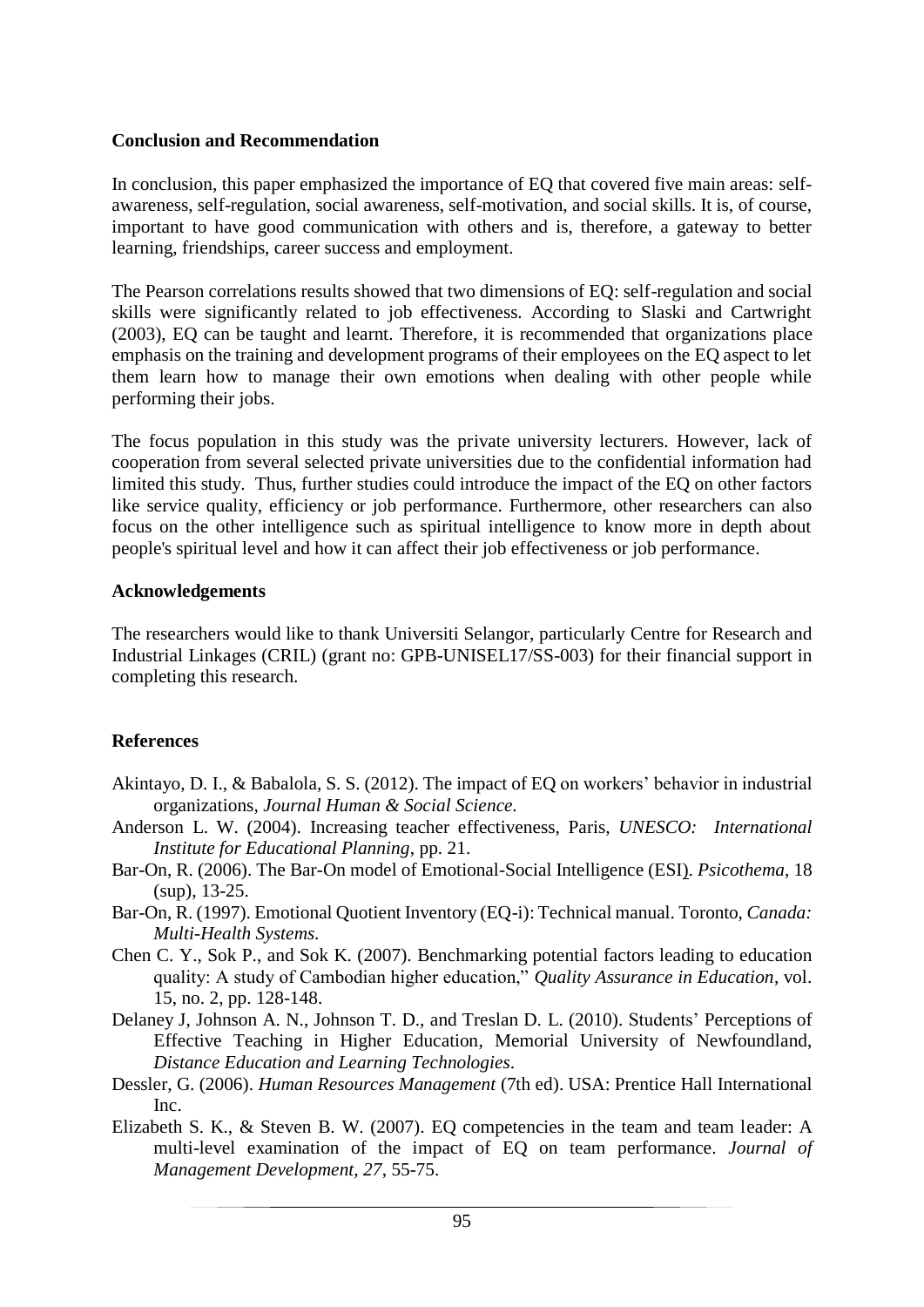## Conclusion and Recommendation

In conclusion, this paper emphasized the importance of EQ that covered five main areas: self-awareness, self-regulation, social awareness, self-motivation, and social skills. It is, of course, important to have good communication with others and is, therefore, a gateway to better learning, friendships, career success and employment.

The Pearson correlations results showed that two dimensions of EQ: self-regulation and social skills were significantly related to job effectiveness. According to Slaski and Cartwright (2003), EQ can be taught and learnt. Therefore, it is recommended that organizations place emphasis on the training and development programs of their employees on the EQ aspect to let them learn how to manage their own emotions when dealing with other people while performing their jobs.

The focus population in this study was the private university lecturers. However, lack of cooperation from several selected private universities due to the confidential information had limited this study. Thus, further studies could introduce the impact of the EQ on other factors like service quality, efficiency or job performance. Furthermore, other researchers can also focus on the other intelligence such as spiritual intelligence to know more in depth about people's spiritual level and how it can affect their job effectiveness or job performance.

## Acknowledgements

The researchers would like to thank Universiti Selangor, particularly Centre for Research and Industrial Linkages (CRIL) (grant no: GPB-UNISEL17/SS-003) for their financial support in completing this research.

## References

Akintayo, D. I., & Babalola, S. S. (2012). The impact of EQ on workers' behavior in industrial organizations, *Journal Human & Social Science.*

Anderson L. W. (2004). Increasing teacher effectiveness, Paris, *UNESCO: International Institute for Educational Planning*, pp. 21.

Bar-On, R. (2006). The Bar-On model of Emotional-Social Intelligence (ESI). *Psicothema*, 18 (sup), 13-25.

Bar-On, R. (1997). Emotional Quotient Inventory (EQ-i): Technical manual. Toronto, *Canada: Multi-Health Systems.*

Chen C. Y., Sok P., and Sok K. (2007). Benchmarking potential factors leading to education quality: A study of Cambodian higher education," *Quality Assurance in Education*, vol. 15, no. 2, pp. 128-148.

Delaney J, Johnson A. N., Johnson T. D., and Treslan D. L. (2010). Students' Perceptions of Effective Teaching in Higher Education, Memorial University of Newfoundland, *Distance Education and Learning Technologies*.

Dessler, G. (2006). *Human Resources Management* (7th ed). USA: Prentice Hall International Inc.

Elizabeth S. K., & Steven B. W. (2007). EQ competencies in the team and team leader: A multi-level examination of the impact of EQ on team performance. *Journal of Management Development, 27*, 55-75.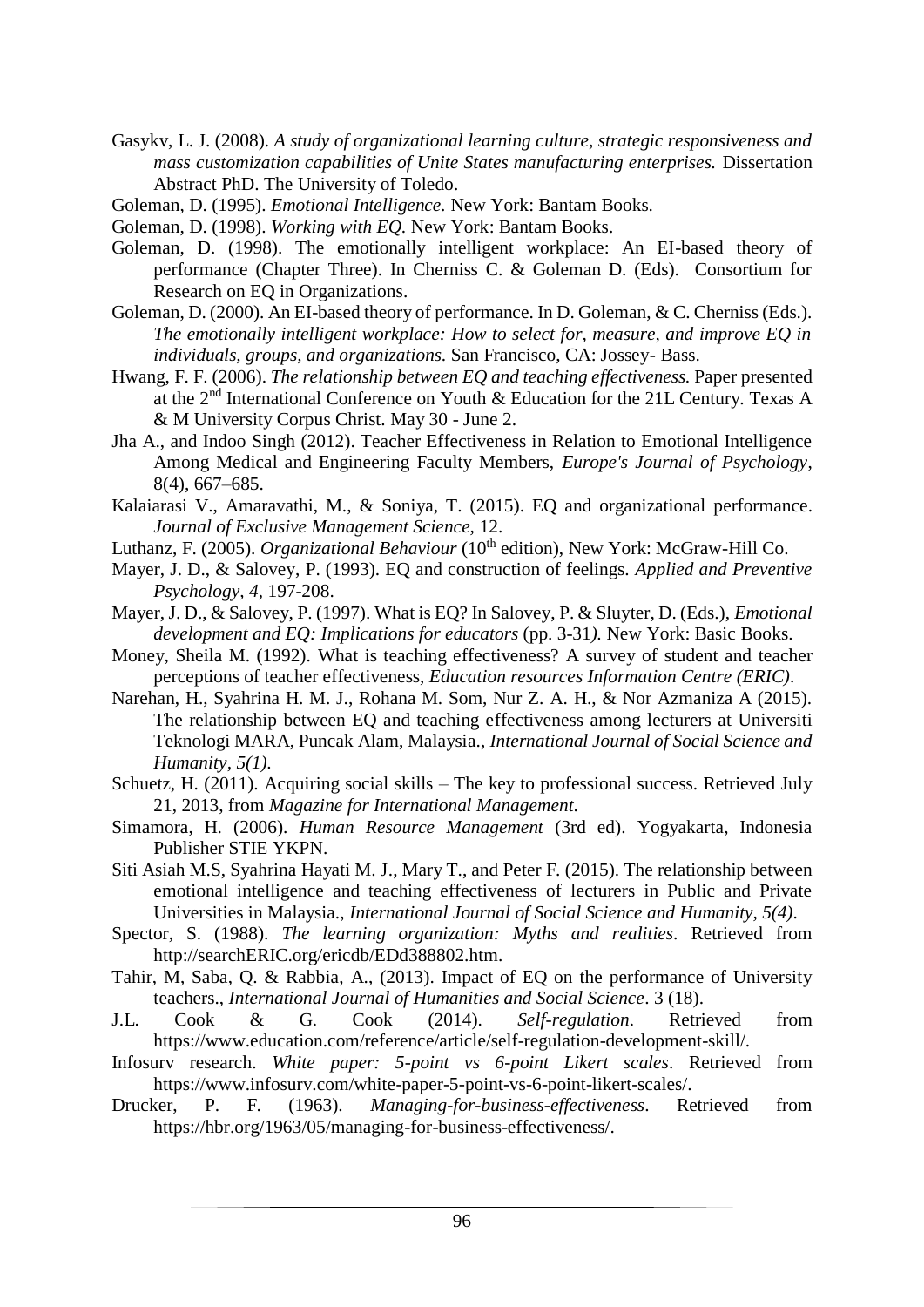Gasykv, L. J. (2008). *A study of organizational learning culture, strategic responsiveness and mass customization capabilities of Unite States manufacturing enterprises.* Dissertation Abstract PhD. The University of Toledo.

Goleman, D. (1995). *Emotional Intelligence.* New York: Bantam Books.

Goleman, D. (1998). *Working with EQ.* New York: Bantam Books.

Goleman, D. (1998). The emotionally intelligent workplace: An EI-based theory of performance (Chapter Three). In Cherniss C. & Goleman D. (Eds). Consortium for Research on EQ in Organizations.

Goleman, D. (2000). An EI-based theory of performance. In D. Goleman, & C. Cherniss (Eds.). *The emotionally intelligent workplace: How to select for, measure, and improve EQ in individuals, groups, and organizations.* San Francisco, CA: Jossey- Bass.

Hwang, F. F. (2006). *The relationship between EQ and teaching effectiveness.* Paper presented at the 2nd International Conference on Youth & Education for the 21L Century. Texas A & M University Corpus Christ. May 30 - June 2.

Jha A., and Indoo Singh (2012). Teacher Effectiveness in Relation to Emotional Intelligence Among Medical and Engineering Faculty Members, *Europe's Journal of Psychology*, 8(4), 667–685.

Kalaiarasi V., Amaravathi, M., & Soniya, T. (2015). EQ and organizational performance. *Journal of Exclusive Management Science,* 12.

Luthanz, F. (2005). *Organizational Behaviour* (10th edition), New York: McGraw-Hill Co.

Mayer, J. D., & Salovey, P. (1993). EQ and construction of feelings. *Applied and Preventive Psychology*, *4*, 197-208.

Mayer, J. D., & Salovey, P. (1997). What is EQ? In Salovey, P. & Sluyter, D. (Eds.), *Emotional development and EQ: Implications for educators* (pp. 3-31*).* New York: Basic Books.

Money, Sheila M. (1992). What is teaching effectiveness? A survey of student and teacher perceptions of teacher effectiveness, *Education resources Information Centre (ERIC)*.

Narehan, H., Syahrina H. M. J., Rohana M. Som, Nur Z. A. H., & Nor Azmaniza A (2015). The relationship between EQ and teaching effectiveness among lecturers at Universiti Teknologi MARA, Puncak Alam, Malaysia., *International Journal of Social Science and Humanity, 5(1).*

Schuetz, H. (2011). Acquiring social skills – The key to professional success. Retrieved July 21, 2013, from *Magazine for International Management.*

Simamora, H. (2006). *Human Resource Management* (3rd ed). Yogyakarta, Indonesia Publisher STIE YKPN.

Siti Asiah M.S, Syahrina Hayati M. J., Mary T., and Peter F. (2015). The relationship between emotional intelligence and teaching effectiveness of lecturers in Public and Private Universities in Malaysia., *International Journal of Social Science and Humanity, 5(4)*.

Spector, S. (1988). *The learning organization: Myths and realities*. Retrieved from http://searchERIC.org/ericdb/EDd388802.htm.

Tahir, M, Saba, Q. & Rabbia, A., (2013). Impact of EQ on the performance of University teachers., *International Journal of Humanities and Social Science*. 3 (18).

J.L. Cook & G. Cook (2014). *Self-regulation*. Retrieved from https://www.education.com/reference/article/self-regulation-development-skill/.

Infosurv research. *White paper: 5-point vs 6-point Likert scales*. Retrieved from https://www.infosurv.com/white-paper-5-point-vs-6-point-likert-scales/.

Drucker, P. F. (1963). *Managing-for-business-effectiveness*. Retrieved from https://hbr.org/1963/05/managing-for-business-effectiveness/.